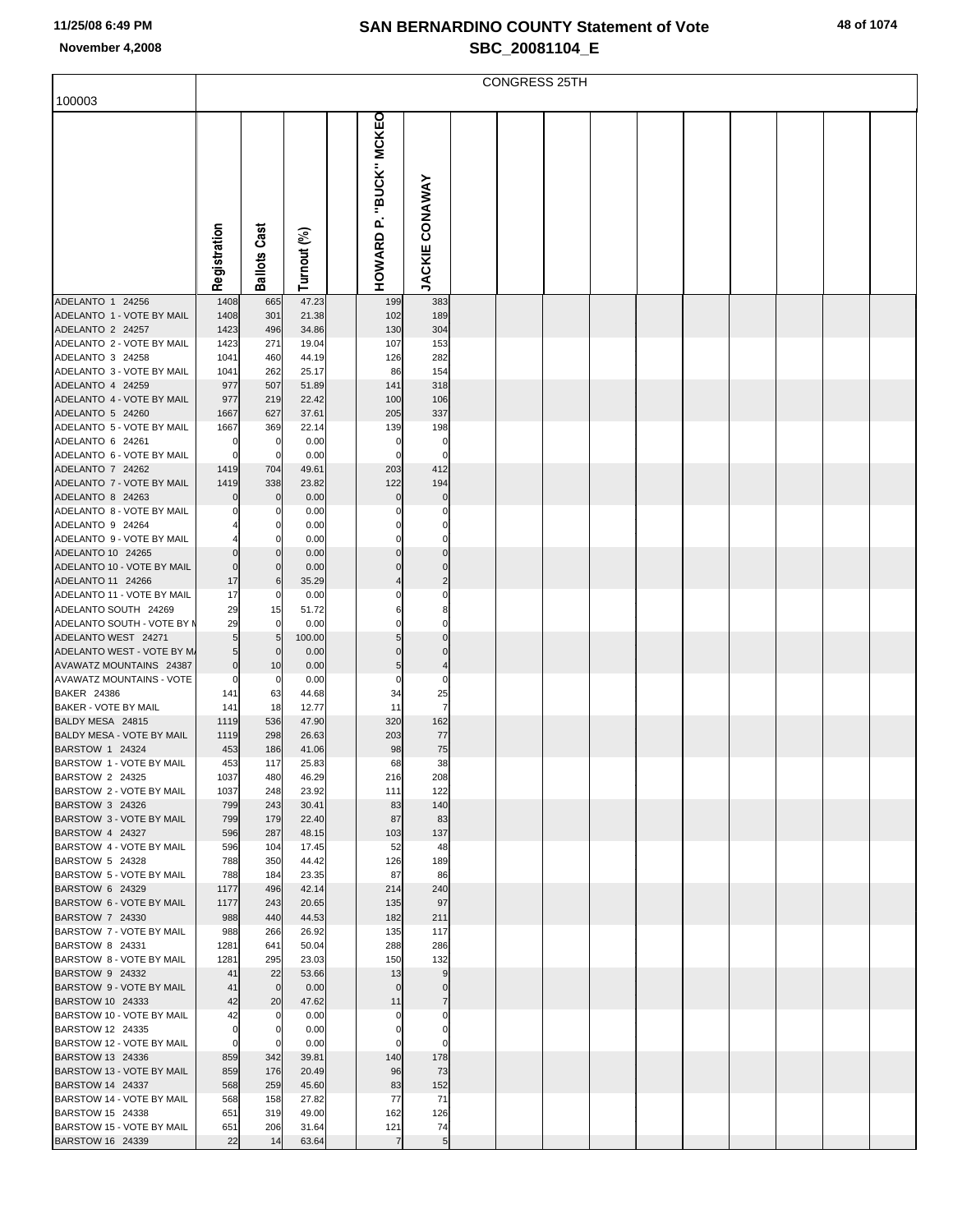# SAN BERNARDINO COUNTY Statement of Vote

November 4,2008

## SBC_20081104_E

CONGRESS 25TH

100003

| | Registration | Ballots Cast | Turnout (%) | | HOWARD P. "BUCK" MCKEON | JACKIE CONAWAY |
|---|---|---|---|---|---|---|
| ADELANTO 1 24256 | 1408 | 665 | 47.23 | | 199 | 383 |
| ADELANTO 1 - VOTE BY MAIL | 1408 | 301 | 21.38 | | 102 | 189 |
| ADELANTO 2 24257 | 1423 | 496 | 34.86 | | 130 | 304 |
| ADELANTO 2 - VOTE BY MAIL | 1423 | 271 | 19.04 | | 107 | 153 |
| ADELANTO 3 24258 | 1041 | 460 | 44.19 | | 126 | 282 |
| ADELANTO 3 - VOTE BY MAIL | 1041 | 262 | 25.17 | | 86 | 154 |
| ADELANTO 4 24259 | 977 | 507 | 51.89 | | 141 | 318 |
| ADELANTO 4 - VOTE BY MAIL | 977 | 219 | 22.42 | | 100 | 106 |
| ADELANTO 5 24260 | 1667 | 627 | 37.61 | | 205 | 337 |
| ADELANTO 5 - VOTE BY MAIL | 1667 | 369 | 22.14 | | 139 | 198 |
| ADELANTO 6 24261 | 0 | 0 | 0.00 | | 0 | 0 |
| ADELANTO 6 - VOTE BY MAIL | 0 | 0 | 0.00 | | 0 | 0 |
| ADELANTO 7 24262 | 1419 | 704 | 49.61 | | 203 | 412 |
| ADELANTO 7 - VOTE BY MAIL | 1419 | 338 | 23.82 | | 122 | 194 |
| ADELANTO 8 24263 | 0 | 0 | 0.00 | | 0 | 0 |
| ADELANTO 8 - VOTE BY MAIL | 0 | 0 | 0.00 | | 0 | 0 |
| ADELANTO 9 24264 | 4 | 0 | 0.00 | | 0 | 0 |
| ADELANTO 9 - VOTE BY MAIL | 4 | 0 | 0.00 | | 0 | 0 |
| ADELANTO 10 24265 | 0 | 0 | 0.00 | | 0 | 0 |
| ADELANTO 10 - VOTE BY MAIL | 0 | 0 | 0.00 | | 0 | 0 |
| ADELANTO 11 24266 | 17 | 6 | 35.29 | | 4 | 2 |
| ADELANTO 11 - VOTE BY MAIL | 17 | 0 | 0.00 | | 0 | 0 |
| ADELANTO SOUTH 24269 | 29 | 15 | 51.72 | | 6 | 8 |
| ADELANTO SOUTH - VOTE BY M | 29 | 0 | 0.00 | | 0 | 0 |
| ADELANTO WEST 24271 | 5 | 5 | 100.00 | | 5 | 0 |
| ADELANTO WEST - VOTE BY MA | 5 | 0 | 0.00 | | 0 | 0 |
| AVAWATZ MOUNTAINS 24387 | 0 | 10 | 0.00 | | 5 | 4 |
| AVAWATZ MOUNTAINS - VOTE | 0 | 0 | 0.00 | | 0 | 0 |
| BAKER 24386 | 141 | 63 | 44.68 | | 34 | 25 |
| BAKER - VOTE BY MAIL | 141 | 18 | 12.77 | | 11 | 7 |
| BALDY MESA 24815 | 1119 | 536 | 47.90 | | 320 | 162 |
| BALDY MESA - VOTE BY MAIL | 1119 | 298 | 26.63 | | 203 | 77 |
| BARSTOW 1 24324 | 453 | 186 | 41.06 | | 98 | 75 |
| BARSTOW 1 - VOTE BY MAIL | 453 | 117 | 25.83 | | 68 | 38 |
| BARSTOW 2 24325 | 1037 | 480 | 46.29 | | 216 | 208 |
| BARSTOW 2 - VOTE BY MAIL | 1037 | 248 | 23.92 | | 111 | 122 |
| BARSTOW 3 24326 | 799 | 243 | 30.41 | | 83 | 140 |
| BARSTOW 3 - VOTE BY MAIL | 799 | 179 | 22.40 | | 87 | 83 |
| BARSTOW 4 24327 | 596 | 287 | 48.15 | | 103 | 137 |
| BARSTOW 4 - VOTE BY MAIL | 596 | 104 | 17.45 | | 52 | 48 |
| BARSTOW 5 24328 | 788 | 350 | 44.42 | | 126 | 189 |
| BARSTOW 5 - VOTE BY MAIL | 788 | 184 | 23.35 | | 87 | 86 |
| BARSTOW 6 24329 | 1177 | 496 | 42.14 | | 214 | 240 |
| BARSTOW 6 - VOTE BY MAIL | 1177 | 243 | 20.65 | | 135 | 97 |
| BARSTOW 7 24330 | 988 | 440 | 44.53 | | 182 | 211 |
| BARSTOW 7 - VOTE BY MAIL | 988 | 266 | 26.92 | | 135 | 117 |
| BARSTOW 8 24331 | 1281 | 641 | 50.04 | | 288 | 286 |
| BARSTOW 8 - VOTE BY MAIL | 1281 | 295 | 23.03 | | 150 | 132 |
| BARSTOW 9 24332 | 41 | 22 | 53.66 | | 13 | 9 |
| BARSTOW 9 - VOTE BY MAIL | 41 | 0 | 0.00 | | 0 | 0 |
| BARSTOW 10 24333 | 42 | 20 | 47.62 | | 11 | 7 |
| BARSTOW 10 - VOTE BY MAIL | 42 | 0 | 0.00 | | 0 | 0 |
| BARSTOW 12 24335 | 0 | 0 | 0.00 | | 0 | 0 |
| BARSTOW 12 - VOTE BY MAIL | 0 | 0 | 0.00 | | 0 | 0 |
| BARSTOW 13 24336 | 859 | 342 | 39.81 | | 140 | 178 |
| BARSTOW 13 - VOTE BY MAIL | 859 | 176 | 20.49 | | 96 | 73 |
| BARSTOW 14 24337 | 568 | 259 | 45.60 | | 83 | 152 |
| BARSTOW 14 - VOTE BY MAIL | 568 | 158 | 27.82 | | 77 | 71 |
| BARSTOW 15 24338 | 651 | 319 | 49.00 | | 162 | 126 |
| BARSTOW 15 - VOTE BY MAIL | 651 | 206 | 31.64 | | 121 | 74 |
| BARSTOW 16 24339 | 22 | 14 | 63.64 | | 7 | 5 |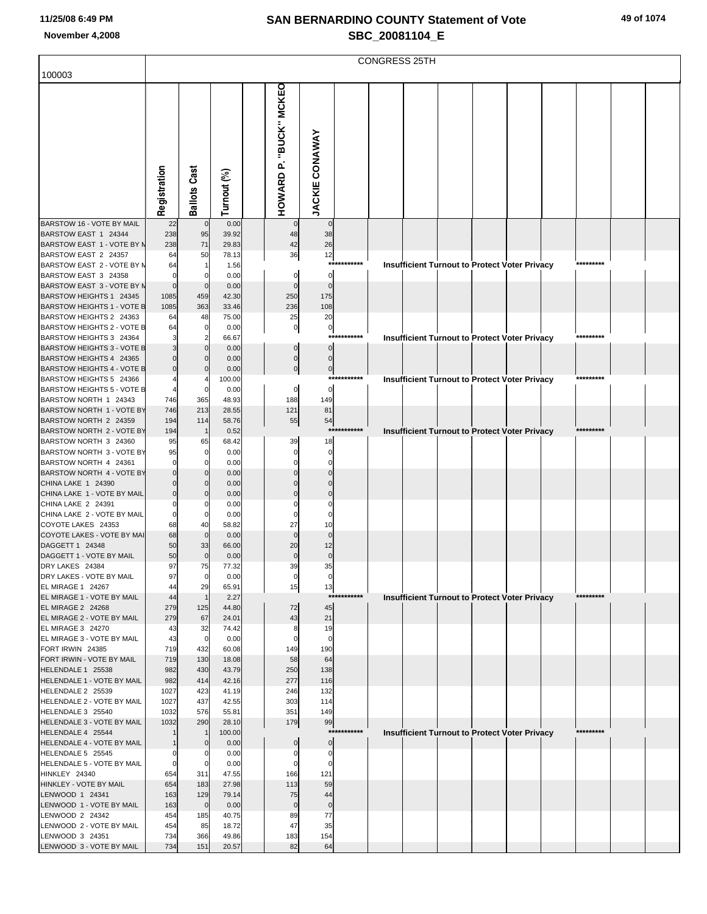# SAN BERNARDINO COUNTY Statement of Vote
## SBC_20081104_E

11/25/08 6:49 PM
November 4,2008

CONGRESS 25TH

100003

| | Registration | Ballots Cast | Turnout (%) | | HOWARD P. "BUCK" MCKEO | JACKIE CONAWAY |
|---|---|---|---|---|---|---|
| BARSTOW 16 - VOTE BY MAIL | 22 | 0 | 0.00 | | 0 | 0 |
| BARSTOW EAST 1 24344 | 238 | 95 | 39.92 | | 48 | 38 |
| BARSTOW EAST 1 - VOTE BY M | 238 | 71 | 29.83 | | 42 | 26 |
| BARSTOW EAST 2 24357 | 64 | 50 | 78.13 | | 36 | 12 |
| BARSTOW EAST 2 - VOTE BY M | 64 | 1 | 1.56 | | *********** Insufficient Turnout to Protect Voter Privacy ********* | |
| BARSTOW EAST 3 24358 | 0 | 0 | 0.00 | | 0 | 0 |
| BARSTOW EAST 3 - VOTE BY M | 0 | 0 | 0.00 | | 0 | 0 |
| BARSTOW HEIGHTS 1 24345 | 1085 | 459 | 42.30 | | 250 | 175 |
| BARSTOW HEIGHTS 1 - VOTE B | 1085 | 363 | 33.46 | | 236 | 108 |
| BARSTOW HEIGHTS 2 24363 | 64 | 48 | 75.00 | | 25 | 20 |
| BARSTOW HEIGHTS 2 - VOTE B | 64 | 0 | 0.00 | | 0 | 0 |
| BARSTOW HEIGHTS 3 24364 | 3 | 2 | 66.67 | | *********** Insufficient Turnout to Protect Voter Privacy ********* | |
| BARSTOW HEIGHTS 3 - VOTE B | 3 | 0 | 0.00 | | 0 | 0 |
| BARSTOW HEIGHTS 4 24365 | 0 | 0 | 0.00 | | 0 | 0 |
| BARSTOW HEIGHTS 4 - VOTE B | 0 | 0 | 0.00 | | 0 | 0 |
| BARSTOW HEIGHTS 5 24366 | 4 | 4 | 100.00 | | *********** Insufficient Turnout to Protect Voter Privacy ********* | |
| BARSTOW HEIGHTS 5 - VOTE B | 4 | 0 | 0.00 | | 0 | 0 |
| BARSTOW NORTH 1 24343 | 746 | 365 | 48.93 | | 188 | 149 |
| BARSTOW NORTH 1 - VOTE BY | 746 | 213 | 28.55 | | 121 | 81 |
| BARSTOW NORTH 2 24359 | 194 | 114 | 58.76 | | 55 | 54 |
| BARSTOW NORTH 2 - VOTE BY | 194 | 1 | 0.52 | | *********** Insufficient Turnout to Protect Voter Privacy ********* | |
| BARSTOW NORTH 3 24360 | 95 | 65 | 68.42 | | 39 | 18 |
| BARSTOW NORTH 3 - VOTE BY | 95 | 0 | 0.00 | | 0 | 0 |
| BARSTOW NORTH 4 24361 | 0 | 0 | 0.00 | | 0 | 0 |
| BARSTOW NORTH 4 - VOTE BY | 0 | 0 | 0.00 | | 0 | 0 |
| CHINA LAKE 1 24390 | 0 | 0 | 0.00 | | 0 | 0 |
| CHINA LAKE 1 - VOTE BY MAIL | 0 | 0 | 0.00 | | 0 | 0 |
| CHINA LAKE 2 24391 | 0 | 0 | 0.00 | | 0 | 0 |
| CHINA LAKE 2 - VOTE BY MAIL | 0 | 0 | 0.00 | | 0 | 0 |
| COYOTE LAKES 24353 | 68 | 40 | 58.82 | | 27 | 10 |
| COYOTE LAKES - VOTE BY MAI | 68 | 0 | 0.00 | | 0 | 0 |
| DAGGETT 1 24348 | 50 | 33 | 66.00 | | 20 | 12 |
| DAGGETT 1 - VOTE BY MAIL | 50 | 0 | 0.00 | | 0 | 0 |
| DRY LAKES 24384 | 97 | 75 | 77.32 | | 39 | 35 |
| DRY LAKES - VOTE BY MAIL | 97 | 0 | 0.00 | | 0 | 0 |
| EL MIRAGE 1 24267 | 44 | 29 | 65.91 | | 15 | 13 |
| EL MIRAGE 1 - VOTE BY MAIL | 44 | 1 | 2.27 | | *********** Insufficient Turnout to Protect Voter Privacy ********* | |
| EL MIRAGE 2 24268 | 279 | 125 | 44.80 | | 72 | 45 |
| EL MIRAGE 2 - VOTE BY MAIL | 279 | 67 | 24.01 | | 43 | 21 |
| EL MIRAGE 3 24270 | 43 | 32 | 74.42 | | 8 | 19 |
| EL MIRAGE 3 - VOTE BY MAIL | 43 | 0 | 0.00 | | 0 | 0 |
| FORT IRWIN 24385 | 719 | 432 | 60.08 | | 149 | 190 |
| FORT IRWIN - VOTE BY MAIL | 719 | 130 | 18.08 | | 58 | 64 |
| HELENDALE 1 25538 | 982 | 430 | 43.79 | | 250 | 138 |
| HELENDALE 1 - VOTE BY MAIL | 982 | 414 | 42.16 | | 277 | 116 |
| HELENDALE 2 25539 | 1027 | 423 | 41.19 | | 246 | 132 |
| HELENDALE 2 - VOTE BY MAIL | 1027 | 437 | 42.55 | | 303 | 114 |
| HELENDALE 3 25540 | 1032 | 576 | 55.81 | | 351 | 149 |
| HELENDALE 3 - VOTE BY MAIL | 1032 | 290 | 28.10 | | 179 | 99 |
| HELENDALE 4 25544 | 1 | 1 | 100.00 | | *********** Insufficient Turnout to Protect Voter Privacy ********* | |
| HELENDALE 4 - VOTE BY MAIL | 1 | 0 | 0.00 | | 0 | 0 |
| HELENDALE 5 25545 | 0 | 0 | 0.00 | | 0 | 0 |
| HELENDALE 5 - VOTE BY MAIL | 0 | 0 | 0.00 | | 0 | 0 |
| HINKLEY 24340 | 654 | 311 | 47.55 | | 166 | 121 |
| HINKLEY - VOTE BY MAIL | 654 | 183 | 27.98 | | 113 | 59 |
| LENWOOD 1 24341 | 163 | 129 | 79.14 | | 75 | 44 |
| LENWOOD 1 - VOTE BY MAIL | 163 | 0 | 0.00 | | 0 | 0 |
| LENWOOD 2 24342 | 454 | 185 | 40.75 | | 89 | 77 |
| LENWOOD 2 - VOTE BY MAIL | 454 | 85 | 18.72 | | 47 | 35 |
| LENWOOD 3 24351 | 734 | 366 | 49.86 | | 183 | 154 |
| LENWOOD 3 - VOTE BY MAIL | 734 | 151 | 20.57 | | 82 | 64 |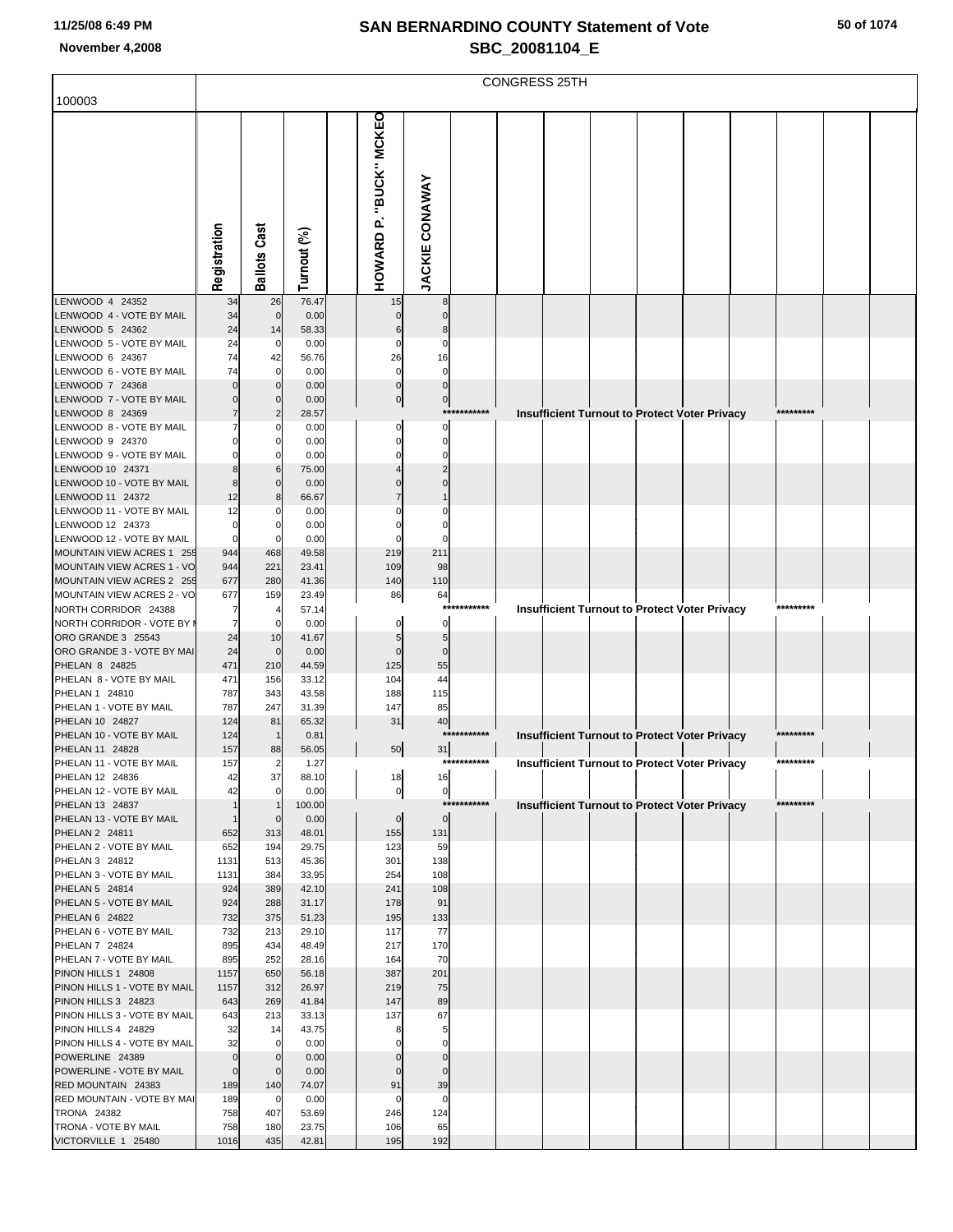# SAN BERNARDINO COUNTY Statement of Vote
## SBC_20081104_E

November 4,2008

CONGRESS 25TH

| 100003 | Registration | Ballots Cast | Turnout (%) | | HOWARD P. "BUCK" MCKEON | JACKIE CONAWAY |
|---|---|---|---|---|---|---|
| LENWOOD 4 24352 | 34 | 26 | 76.47 | | 15 | 8 |
| LENWOOD 4 - VOTE BY MAIL | 34 | 0 | 0.00 | | 0 | 0 |
| LENWOOD 5 24362 | 24 | 14 | 58.33 | | 6 | 8 |
| LENWOOD 5 - VOTE BY MAIL | 24 | 0 | 0.00 | | 0 | 0 |
| LENWOOD 6 24367 | 74 | 42 | 56.76 | | 26 | 16 |
| LENWOOD 6 - VOTE BY MAIL | 74 | 0 | 0.00 | | 0 | 0 |
| LENWOOD 7 24368 | 0 | 0 | 0.00 | | 0 | 0 |
| LENWOOD 7 - VOTE BY MAIL | 0 | 0 | 0.00 | | 0 | 0 |
| LENWOOD 8 24369 | 7 | 2 | 28.57 | | *********** Insufficient Turnout to Protect Voter Privacy ********* | |
| LENWOOD 8 - VOTE BY MAIL | 7 | 0 | 0.00 | | 0 | 0 |
| LENWOOD 9 24370 | 0 | 0 | 0.00 | | 0 | 0 |
| LENWOOD 9 - VOTE BY MAIL | 0 | 0 | 0.00 | | 0 | 0 |
| LENWOOD 10 24371 | 8 | 6 | 75.00 | | 4 | 2 |
| LENWOOD 10 - VOTE BY MAIL | 8 | 0 | 0.00 | | 0 | 0 |
| LENWOOD 11 24372 | 12 | 8 | 66.67 | | 7 | 1 |
| LENWOOD 11 - VOTE BY MAIL | 12 | 0 | 0.00 | | 0 | 0 |
| LENWOOD 12 24373 | 0 | 0 | 0.00 | | 0 | 0 |
| LENWOOD 12 - VOTE BY MAIL | 0 | 0 | 0.00 | | 0 | 0 |
| MOUNTAIN VIEW ACRES 1 255 | 944 | 468 | 49.58 | | 219 | 211 |
| MOUNTAIN VIEW ACRES 1 - VO | 944 | 221 | 23.41 | | 109 | 98 |
| MOUNTAIN VIEW ACRES 2 255 | 677 | 280 | 41.36 | | 140 | 110 |
| MOUNTAIN VIEW ACRES 2 - VO | 677 | 159 | 23.49 | | 86 | 64 |
| NORTH CORRIDOR 24388 | 7 | 4 | 57.14 | | *********** Insufficient Turnout to Protect Voter Privacy ********* | |
| NORTH CORRIDOR - VOTE BY M | 7 | 0 | 0.00 | | 0 | 0 |
| ORO GRANDE 3 25543 | 24 | 10 | 41.67 | | 5 | 5 |
| ORO GRANDE 3 - VOTE BY MAI | 24 | 0 | 0.00 | | 0 | 0 |
| PHELAN 8 24825 | 471 | 210 | 44.59 | | 125 | 55 |
| PHELAN 8 - VOTE BY MAIL | 471 | 156 | 33.12 | | 104 | 44 |
| PHELAN 1 24810 | 787 | 343 | 43.58 | | 188 | 115 |
| PHELAN 1 - VOTE BY MAIL | 787 | 247 | 31.39 | | 147 | 85 |
| PHELAN 10 24827 | 124 | 81 | 65.32 | | 31 | 40 |
| PHELAN 10 - VOTE BY MAIL | 124 | 1 | 0.81 | | *********** Insufficient Turnout to Protect Voter Privacy ********* | |
| PHELAN 11 24828 | 157 | 88 | 56.05 | | 50 | 31 |
| PHELAN 11 - VOTE BY MAIL | 157 | 2 | 1.27 | | *********** Insufficient Turnout to Protect Voter Privacy ********* | |
| PHELAN 12 24836 | 42 | 37 | 88.10 | | 18 | 16 |
| PHELAN 12 - VOTE BY MAIL | 42 | 0 | 0.00 | | 0 | 0 |
| PHELAN 13 24837 | 1 | 1 | 100.00 | | *********** Insufficient Turnout to Protect Voter Privacy ********* | |
| PHELAN 13 - VOTE BY MAIL | 1 | 0 | 0.00 | | 0 | 0 |
| PHELAN 2 24811 | 652 | 313 | 48.01 | | 155 | 131 |
| PHELAN 2 - VOTE BY MAIL | 652 | 194 | 29.75 | | 123 | 59 |
| PHELAN 3 24812 | 1131 | 513 | 45.36 | | 301 | 138 |
| PHELAN 3 - VOTE BY MAIL | 1131 | 384 | 33.95 | | 254 | 108 |
| PHELAN 5 24814 | 924 | 389 | 42.10 | | 241 | 108 |
| PHELAN 5 - VOTE BY MAIL | 924 | 288 | 31.17 | | 178 | 91 |
| PHELAN 6 24822 | 732 | 375 | 51.23 | | 195 | 133 |
| PHELAN 6 - VOTE BY MAIL | 732 | 213 | 29.10 | | 117 | 77 |
| PHELAN 7 24824 | 895 | 434 | 48.49 | | 217 | 170 |
| PHELAN 7 - VOTE BY MAIL | 895 | 252 | 28.16 | | 164 | 70 |
| PINON HILLS 1 24808 | 1157 | 650 | 56.18 | | 387 | 201 |
| PINON HILLS 1 - VOTE BY MAIL | 1157 | 312 | 26.97 | | 219 | 75 |
| PINON HILLS 3 24823 | 643 | 269 | 41.84 | | 147 | 89 |
| PINON HILLS 3 - VOTE BY MAIL | 643 | 213 | 33.13 | | 137 | 67 |
| PINON HILLS 4 24829 | 32 | 14 | 43.75 | | 8 | 5 |
| PINON HILLS 4 - VOTE BY MAIL | 32 | 0 | 0.00 | | 0 | 0 |
| POWERLINE 24389 | 0 | 0 | 0.00 | | 0 | 0 |
| POWERLINE - VOTE BY MAIL | 0 | 0 | 0.00 | | 0 | 0 |
| RED MOUNTAIN 24383 | 189 | 140 | 74.07 | | 91 | 39 |
| RED MOUNTAIN - VOTE BY MAI | 189 | 0 | 0.00 | | 0 | 0 |
| TRONA 24382 | 758 | 407 | 53.69 | | 246 | 124 |
| TRONA - VOTE BY MAIL | 758 | 180 | 23.75 | | 106 | 65 |
| VICTORVILLE 1 25480 | 1016 | 435 | 42.81 | | 195 | 192 |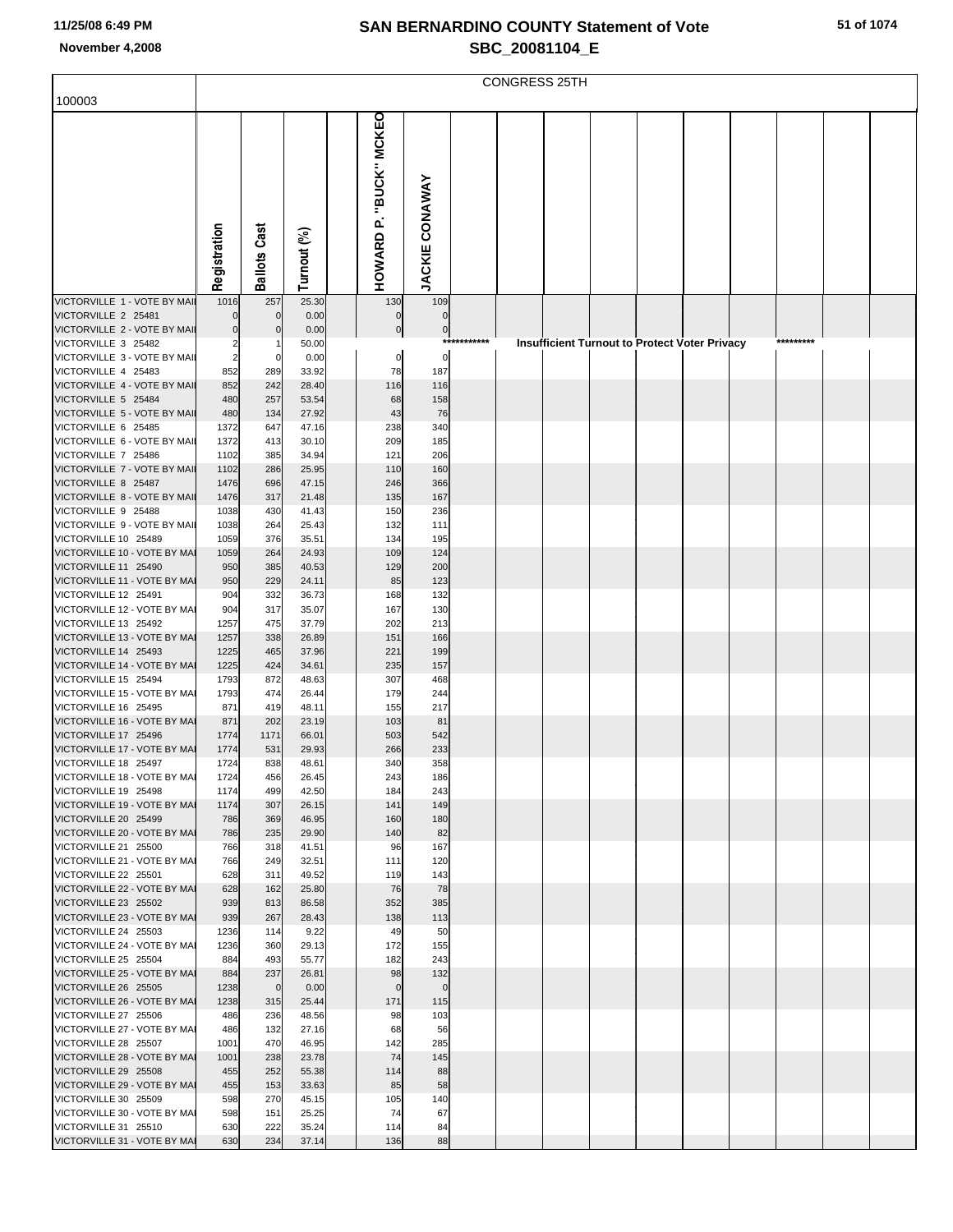# SAN BERNARDINO COUNTY Statement of Vote

## SBC_20081104_E

11/25/08 6:49 PM

November 4,2008

CONGRESS 25TH

| 100003 | Registration | Ballots Cast | Turnout (%) | | HOWARD P. "BUCK" MCKEON | JACKIE CONAWAY |
|---|---|---|---|---|---|---|
| VICTORVILLE 1 - VOTE BY MAIL | 1016 | 257 | 25.30 | | 130 | 109 |
| VICTORVILLE 2 25481 | 0 | 0 | 0.00 | | 0 | 0 |
| VICTORVILLE 2 - VOTE BY MAIL | 0 | 0 | 0.00 | | 0 | 0 |
| VICTORVILLE 3 25482 | 2 | 1 | 50.00 | | *********** Insufficient Turnout to Protect Voter Privacy ********* | |
| VICTORVILLE 3 - VOTE BY MAIL | 2 | 0 | 0.00 | | 0 | 0 |
| VICTORVILLE 4 25483 | 852 | 289 | 33.92 | | 78 | 187 |
| VICTORVILLE 4 - VOTE BY MAIL | 852 | 242 | 28.40 | | 116 | 116 |
| VICTORVILLE 5 25484 | 480 | 257 | 53.54 | | 68 | 158 |
| VICTORVILLE 5 - VOTE BY MAIL | 480 | 134 | 27.92 | | 43 | 76 |
| VICTORVILLE 6 25485 | 1372 | 647 | 47.16 | | 238 | 340 |
| VICTORVILLE 6 - VOTE BY MAIL | 1372 | 413 | 30.10 | | 209 | 185 |
| VICTORVILLE 7 25486 | 1102 | 385 | 34.94 | | 121 | 206 |
| VICTORVILLE 7 - VOTE BY MAIL | 1102 | 286 | 25.95 | | 110 | 160 |
| VICTORVILLE 8 25487 | 1476 | 696 | 47.15 | | 246 | 366 |
| VICTORVILLE 8 - VOTE BY MAIL | 1476 | 317 | 21.48 | | 135 | 167 |
| VICTORVILLE 9 25488 | 1038 | 430 | 41.43 | | 150 | 236 |
| VICTORVILLE 9 - VOTE BY MAIL | 1038 | 264 | 25.43 | | 132 | 111 |
| VICTORVILLE 10 25489 | 1059 | 376 | 35.51 | | 134 | 195 |
| VICTORVILLE 10 - VOTE BY MAIL | 1059 | 264 | 24.93 | | 109 | 124 |
| VICTORVILLE 11 25490 | 950 | 385 | 40.53 | | 129 | 200 |
| VICTORVILLE 11 - VOTE BY MAIL | 950 | 229 | 24.11 | | 85 | 123 |
| VICTORVILLE 12 25491 | 904 | 332 | 36.73 | | 168 | 132 |
| VICTORVILLE 12 - VOTE BY MAIL | 904 | 317 | 35.07 | | 167 | 130 |
| VICTORVILLE 13 25492 | 1257 | 475 | 37.79 | | 202 | 213 |
| VICTORVILLE 13 - VOTE BY MAIL | 1257 | 338 | 26.89 | | 151 | 166 |
| VICTORVILLE 14 25493 | 1225 | 465 | 37.96 | | 221 | 199 |
| VICTORVILLE 14 - VOTE BY MAIL | 1225 | 424 | 34.61 | | 235 | 157 |
| VICTORVILLE 15 25494 | 1793 | 872 | 48.63 | | 307 | 468 |
| VICTORVILLE 15 - VOTE BY MAIL | 1793 | 474 | 26.44 | | 179 | 244 |
| VICTORVILLE 16 25495 | 871 | 419 | 48.11 | | 155 | 217 |
| VICTORVILLE 16 - VOTE BY MAIL | 871 | 202 | 23.19 | | 103 | 81 |
| VICTORVILLE 17 25496 | 1774 | 1171 | 66.01 | | 503 | 542 |
| VICTORVILLE 17 - VOTE BY MAIL | 1774 | 531 | 29.93 | | 266 | 233 |
| VICTORVILLE 18 25497 | 1724 | 838 | 48.61 | | 340 | 358 |
| VICTORVILLE 18 - VOTE BY MAIL | 1724 | 456 | 26.45 | | 243 | 186 |
| VICTORVILLE 19 25498 | 1174 | 499 | 42.50 | | 184 | 243 |
| VICTORVILLE 19 - VOTE BY MAIL | 1174 | 307 | 26.15 | | 141 | 149 |
| VICTORVILLE 20 25499 | 786 | 369 | 46.95 | | 160 | 180 |
| VICTORVILLE 20 - VOTE BY MAIL | 786 | 235 | 29.90 | | 140 | 82 |
| VICTORVILLE 21 25500 | 766 | 318 | 41.51 | | 96 | 167 |
| VICTORVILLE 21 - VOTE BY MAIL | 766 | 249 | 32.51 | | 111 | 120 |
| VICTORVILLE 22 25501 | 628 | 311 | 49.52 | | 119 | 143 |
| VICTORVILLE 22 - VOTE BY MAIL | 628 | 162 | 25.80 | | 76 | 78 |
| VICTORVILLE 23 25502 | 939 | 813 | 86.58 | | 352 | 385 |
| VICTORVILLE 23 - VOTE BY MAIL | 939 | 267 | 28.43 | | 138 | 113 |
| VICTORVILLE 24 25503 | 1236 | 114 | 9.22 | | 49 | 50 |
| VICTORVILLE 24 - VOTE BY MAIL | 1236 | 360 | 29.13 | | 172 | 155 |
| VICTORVILLE 25 25504 | 884 | 493 | 55.77 | | 182 | 243 |
| VICTORVILLE 25 - VOTE BY MAIL | 884 | 237 | 26.81 | | 98 | 132 |
| VICTORVILLE 26 25505 | 1238 | 0 | 0.00 | | 0 | 0 |
| VICTORVILLE 26 - VOTE BY MAIL | 1238 | 315 | 25.44 | | 171 | 115 |
| VICTORVILLE 27 25506 | 486 | 236 | 48.56 | | 98 | 103 |
| VICTORVILLE 27 - VOTE BY MAIL | 486 | 132 | 27.16 | | 68 | 56 |
| VICTORVILLE 28 25507 | 1001 | 470 | 46.95 | | 142 | 285 |
| VICTORVILLE 28 - VOTE BY MAIL | 1001 | 238 | 23.78 | | 74 | 145 |
| VICTORVILLE 29 25508 | 455 | 252 | 55.38 | | 114 | 88 |
| VICTORVILLE 29 - VOTE BY MAIL | 455 | 153 | 33.63 | | 85 | 58 |
| VICTORVILLE 30 25509 | 598 | 270 | 45.15 | | 105 | 140 |
| VICTORVILLE 30 - VOTE BY MAIL | 598 | 151 | 25.25 | | 74 | 67 |
| VICTORVILLE 31 25510 | 630 | 222 | 35.24 | | 114 | 84 |
| VICTORVILLE 31 - VOTE BY MAIL | 630 | 234 | 37.14 | | 136 | 88 |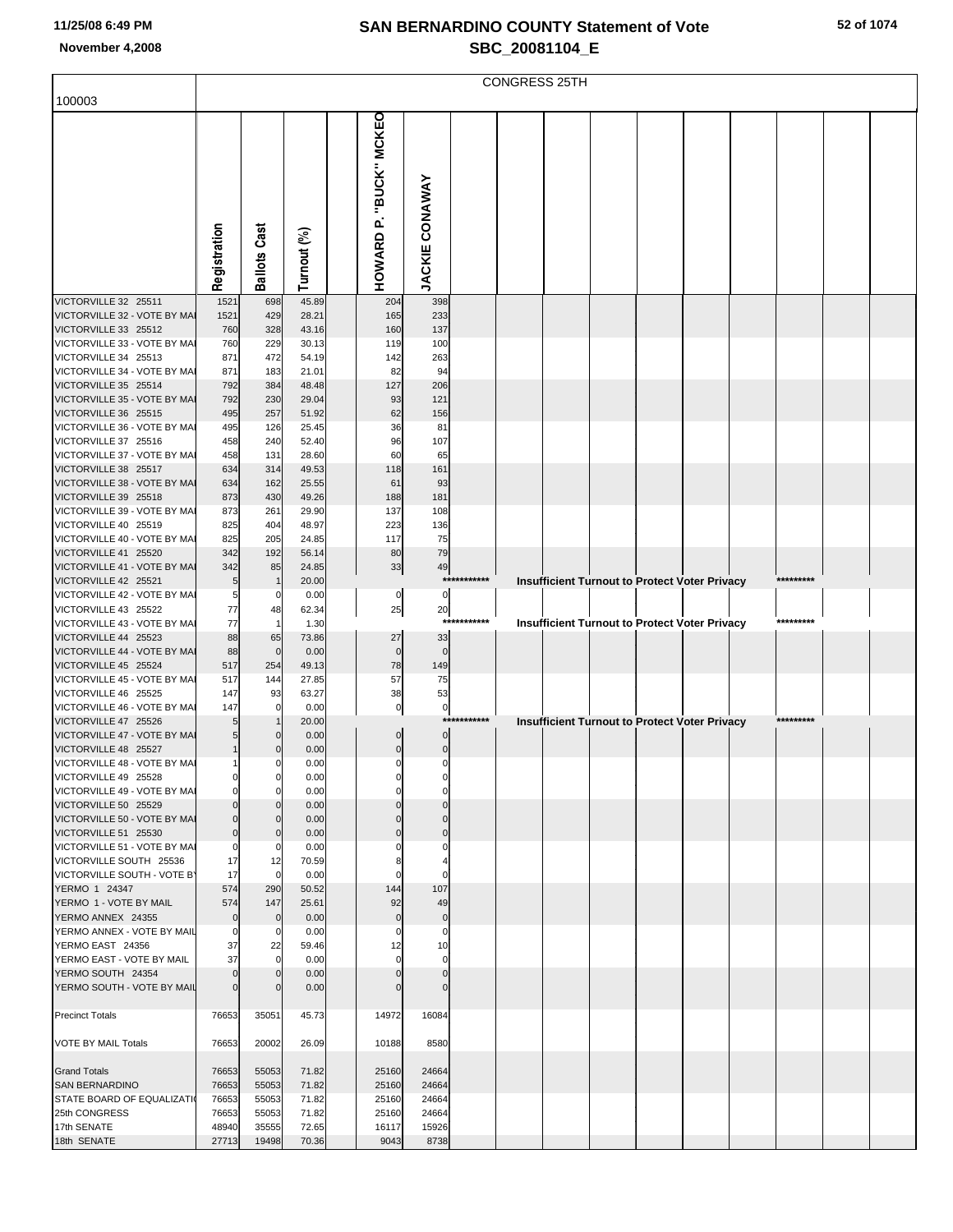# SAN BERNARDINO COUNTY Statement of Vote
## SBC_20081104_E

November 4,2008

100003

CONGRESS 25TH

| | Registration | Ballots Cast | Turnout (%) | | HOWARD P. "BUCK" MCKEON | JACKIE CONAWAY |
|---|---|---|---|---|---|---|
| VICTORVILLE 32 25511 | 1521 | 698 | 45.89 | | 204 | 398 |
| VICTORVILLE 32 - VOTE BY MAIL | 1521 | 429 | 28.21 | | 165 | 233 |
| VICTORVILLE 33 25512 | 760 | 328 | 43.16 | | 160 | 137 |
| VICTORVILLE 33 - VOTE BY MAIL | 760 | 229 | 30.13 | | 119 | 100 |
| VICTORVILLE 34 25513 | 871 | 472 | 54.19 | | 142 | 263 |
| VICTORVILLE 34 - VOTE BY MAIL | 871 | 183 | 21.01 | | 82 | 94 |
| VICTORVILLE 35 25514 | 792 | 384 | 48.48 | | 127 | 206 |
| VICTORVILLE 35 - VOTE BY MAIL | 792 | 230 | 29.04 | | 93 | 121 |
| VICTORVILLE 36 25515 | 495 | 257 | 51.92 | | 62 | 156 |
| VICTORVILLE 36 - VOTE BY MAIL | 495 | 126 | 25.45 | | 36 | 81 |
| VICTORVILLE 37 25516 | 458 | 240 | 52.40 | | 96 | 107 |
| VICTORVILLE 37 - VOTE BY MAIL | 458 | 131 | 28.60 | | 60 | 65 |
| VICTORVILLE 38 25517 | 634 | 314 | 49.53 | | 118 | 161 |
| VICTORVILLE 38 - VOTE BY MAIL | 634 | 162 | 25.55 | | 61 | 93 |
| VICTORVILLE 39 25518 | 873 | 430 | 49.26 | | 188 | 181 |
| VICTORVILLE 39 - VOTE BY MAIL | 873 | 261 | 29.90 | | 137 | 108 |
| VICTORVILLE 40 25519 | 825 | 404 | 48.97 | | 223 | 136 |
| VICTORVILLE 40 - VOTE BY MAIL | 825 | 205 | 24.85 | | 117 | 75 |
| VICTORVILLE 41 25520 | 342 | 192 | 56.14 | | 80 | 79 |
| VICTORVILLE 41 - VOTE BY MAIL | 342 | 85 | 24.85 | | 33 | 49 |
| VICTORVILLE 42 25521 | 5 | 1 | 20.00 | | *********** Insufficient Turnout to Protect Voter Privacy ********* | |
| VICTORVILLE 42 - VOTE BY MAIL | 5 | 0 | 0.00 | | 0 | 0 |
| VICTORVILLE 43 25522 | 77 | 48 | 62.34 | | 25 | 20 |
| VICTORVILLE 43 - VOTE BY MAIL | 77 | 1 | 1.30 | | *********** Insufficient Turnout to Protect Voter Privacy ********* | |
| VICTORVILLE 44 25523 | 88 | 65 | 73.86 | | 27 | 33 |
| VICTORVILLE 44 - VOTE BY MAIL | 88 | 0 | 0.00 | | 0 | 0 |
| VICTORVILLE 45 25524 | 517 | 254 | 49.13 | | 78 | 149 |
| VICTORVILLE 45 - VOTE BY MAIL | 517 | 144 | 27.85 | | 57 | 75 |
| VICTORVILLE 46 25525 | 147 | 93 | 63.27 | | 38 | 53 |
| VICTORVILLE 46 - VOTE BY MAIL | 147 | 0 | 0.00 | | 0 | 0 |
| VICTORVILLE 47 25526 | 5 | 1 | 20.00 | | *********** Insufficient Turnout to Protect Voter Privacy ********* | |
| VICTORVILLE 47 - VOTE BY MAIL | 5 | 0 | 0.00 | | 0 | 0 |
| VICTORVILLE 48 25527 | 1 | 0 | 0.00 | | 0 | 0 |
| VICTORVILLE 48 - VOTE BY MAIL | 1 | 0 | 0.00 | | 0 | 0 |
| VICTORVILLE 49 25528 | 0 | 0 | 0.00 | | 0 | 0 |
| VICTORVILLE 49 - VOTE BY MAIL | 0 | 0 | 0.00 | | 0 | 0 |
| VICTORVILLE 50 25529 | 0 | 0 | 0.00 | | 0 | 0 |
| VICTORVILLE 50 - VOTE BY MAIL | 0 | 0 | 0.00 | | 0 | 0 |
| VICTORVILLE 51 25530 | 0 | 0 | 0.00 | | 0 | 0 |
| VICTORVILLE 51 - VOTE BY MAIL | 0 | 0 | 0.00 | | 0 | 0 |
| VICTORVILLE SOUTH 25536 | 17 | 12 | 70.59 | | 8 | 4 |
| VICTORVILLE SOUTH - VOTE BY | 17 | 0 | 0.00 | | 0 | 0 |
| YERMO 1 24347 | 574 | 290 | 50.52 | | 144 | 107 |
| YERMO 1 - VOTE BY MAIL | 574 | 147 | 25.61 | | 92 | 49 |
| YERMO ANNEX 24355 | 0 | 0 | 0.00 | | 0 | 0 |
| YERMO ANNEX - VOTE BY MAIL | 0 | 0 | 0.00 | | 0 | 0 |
| YERMO EAST 24356 | 37 | 22 | 59.46 | | 12 | 10 |
| YERMO EAST - VOTE BY MAIL | 37 | 0 | 0.00 | | 0 | 0 |
| YERMO SOUTH 24354 | 0 | 0 | 0.00 | | 0 | 0 |
| YERMO SOUTH - VOTE BY MAIL | 0 | 0 | 0.00 | | 0 | 0 |
| Precinct Totals | 76653 | 35051 | 45.73 | | 14972 | 16084 |
| VOTE BY MAIL Totals | 76653 | 20002 | 26.09 | | 10188 | 8580 |
| Grand Totals | 76653 | 55053 | 71.82 | | 25160 | 24664 |
| SAN BERNARDINO | 76653 | 55053 | 71.82 | | 25160 | 24664 |
| STATE BOARD OF EQUALIZATION | 76653 | 55053 | 71.82 | | 25160 | 24664 |
| 25th CONGRESS | 76653 | 55053 | 71.82 | | 25160 | 24664 |
| 17th SENATE | 48940 | 35555 | 72.65 | | 16117 | 15926 |
| 18th SENATE | 27713 | 19498 | 70.36 | | 9043 | 8738 |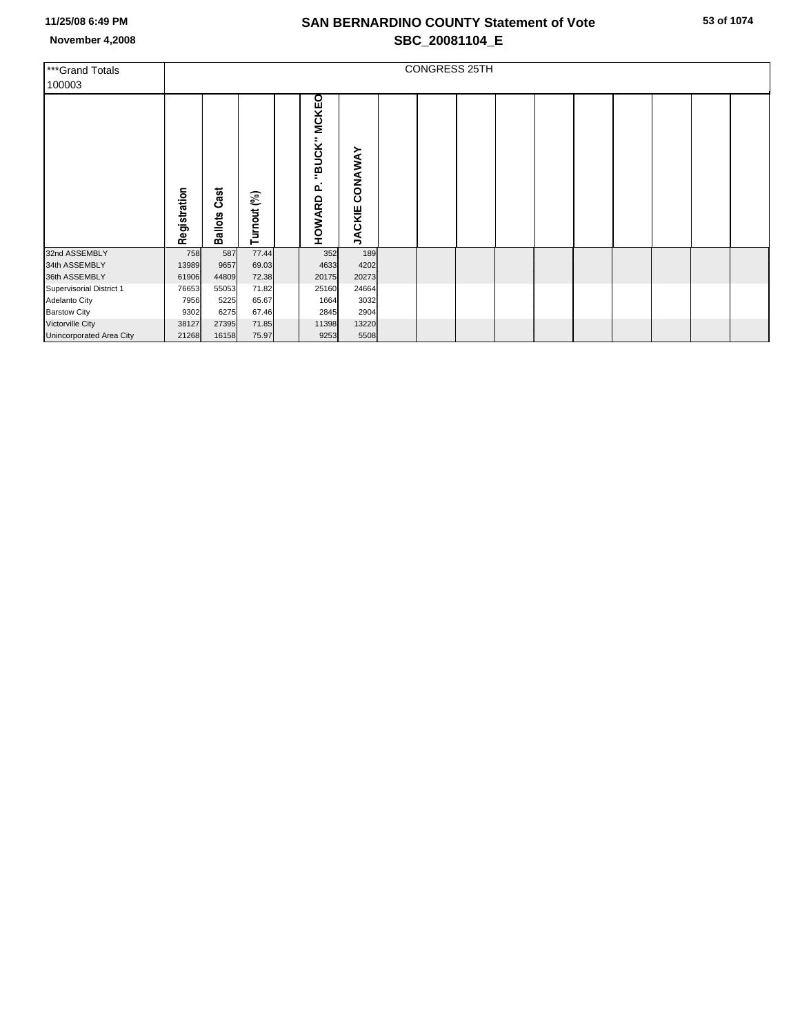# SAN BERNARDINO COUNTY Statement of Vote
## SBC_20081104_E

11/25/08 6:49 PM
November 4,2008

| ***Grand Totals 100003 | CONGRESS 25TH | | | | | | | | | | | | | | | |
|---|---|---|---|---|---|---|---|---|---|---|---|---|---|---|---|---|
| | Registration | Ballots Cast | Turnout (%) | | HOWARD P. "BUCK" MCKEON | JACKIE CONAWAY | | | | | | | | | | |
| 32nd ASSEMBLY | 758 | 587 | 77.44 | | 352 | 189 | | | | | | | | | | |
| 34th ASSEMBLY | 13989 | 9657 | 69.03 | | 4633 | 4202 | | | | | | | | | | |
| 36th ASSEMBLY | 61906 | 44809 | 72.38 | | 20175 | 20273 | | | | | | | | | | |
| Supervisorial District 1 | 76653 | 55053 | 71.82 | | 25160 | 24664 | | | | | | | | | | |
| Adelanto City | 7956 | 5225 | 65.67 | | 1664 | 3032 | | | | | | | | | | |
| Barstow City | 9302 | 6275 | 67.46 | | 2845 | 2904 | | | | | | | | | | |
| Victorville City | 38127 | 27395 | 71.85 | | 11398 | 13220 | | | | | | | | | | |
| Unincorporated Area City | 21268 | 16158 | 75.97 | | 9253 | 5508 | | | | | | | | | | |